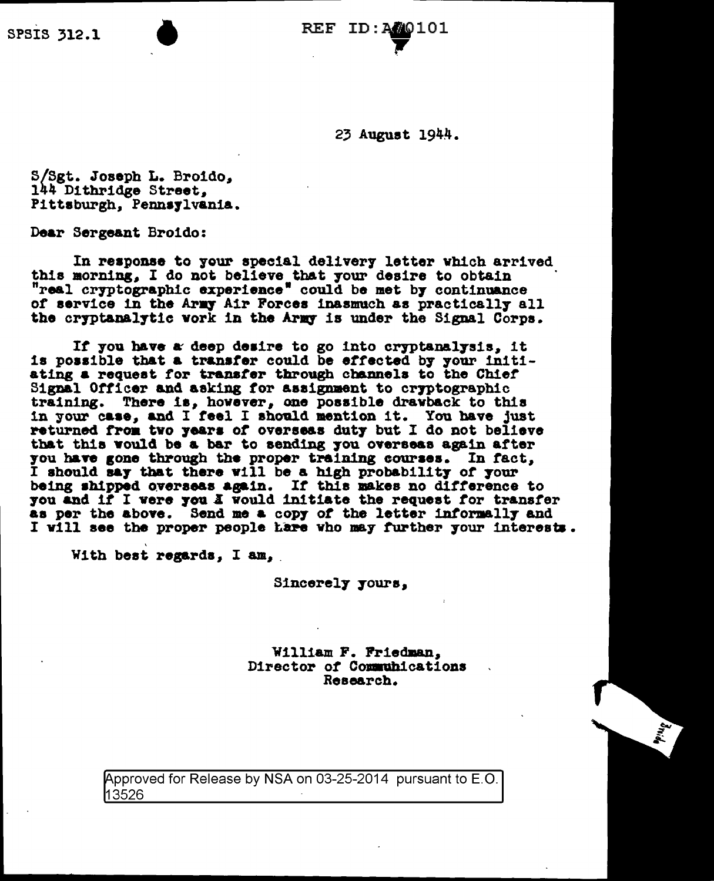SPSIS 312.1

REF ID:A70101

23 August 1944.

S/Sgt. Joseph L. Broido,
144 Dithridge Street,
Pittsburgh, Pennsylvania.

Dear Sergeant Broido:

In response to your special delivery letter which arrived this morning, I do not believe that your desire to obtain "real cryptographic experience" could be met by continuance of service in the Army Air Forces inasmuch as practically all the cryptanalytic work in the Army is under the Signal Corps.

If you have a deep desire to go into cryptanalysis, it is possible that a transfer could be effected by your initiating a request for transfer through channels to the Chief Signal Officer and asking for assignment to cryptographic training. There is, however, one possible drawback to this in your case, and I feel I should mention it. You have just returned from two years of overseas duty but I do not believe that this would be a bar to sending you overseas again after you have gone through the proper training courses. In fact, I should say that there will be a high probability of your being shipped overseas again. If this makes no difference to you and if I were you I would initiate the request for transfer as per the above. Send me a copy of the letter informally and I will see the proper people here who may further your interests.

With best regards, I am,

Sincerely yours,

William F. Friedman,
Director of Communications
Research.

Approved for Release by NSA on 03-25-2014 pursuant to E.O. 13526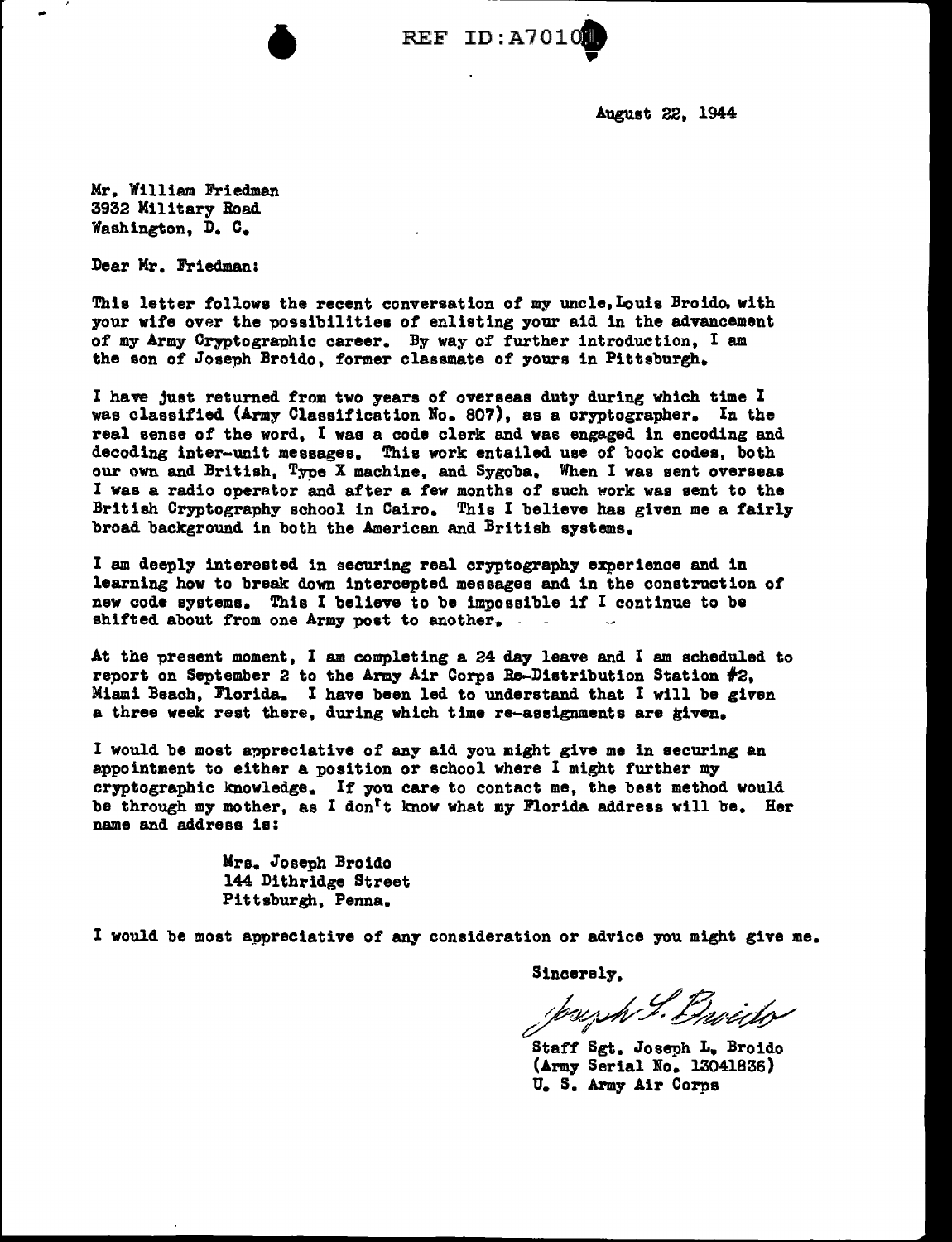REF ID:A70101

August 22, 1944

Mr. William Friedman
3932 Military Road
Washington, D. C.

Dear Mr. Friedman:

This letter follows the recent conversation of my uncle, Louis Broido, with your wife over the possibilities of enlisting your aid in the advancement of my Army Cryptographic career. By way of further introduction, I am the son of Joseph Broido, former classmate of yours in Pittsburgh.

I have just returned from two years of overseas duty during which time I was classified (Army Classification No. 807), as a cryptographer. In the real sense of the word, I was a code clerk and was engaged in encoding and decoding inter-unit messages. This work entailed use of book codes, both our own and British, Type X machine, and Sygoba. When I was sent overseas I was a radio operator and after a few months of such work was sent to the British Cryptography school in Cairo. This I believe has given me a fairly broad background in both the American and British systems.

I am deeply interested in securing real cryptography experience and in learning how to break down intercepted messages and in the construction of new code systems. This I believe to be impossible if I continue to be shifted about from one Army post to another.

At the present moment, I am completing a 24 day leave and I am scheduled to report on September 2 to the Army Air Corps Re-Distribution Station #2, Miami Beach, Florida. I have been led to understand that I will be given a three week rest there, during which time re-assignments are given.

I would be most appreciative of any aid you might give me in securing an appointment to either a position or school where I might further my cryptographic knowledge. If you care to contact me, the best method would be through my mother, as I don't know what my Florida address will be. Her name and address is:

> Mrs. Joseph Broido
> 144 Dithridge Street
> Pittsburgh, Penna.

I would be most appreciative of any consideration or advice you might give me.

Sincerely,

Joseph L. Broido

Staff Sgt. Joseph L. Broido
(Army Serial No. 13041836)
U. S. Army Air Corps